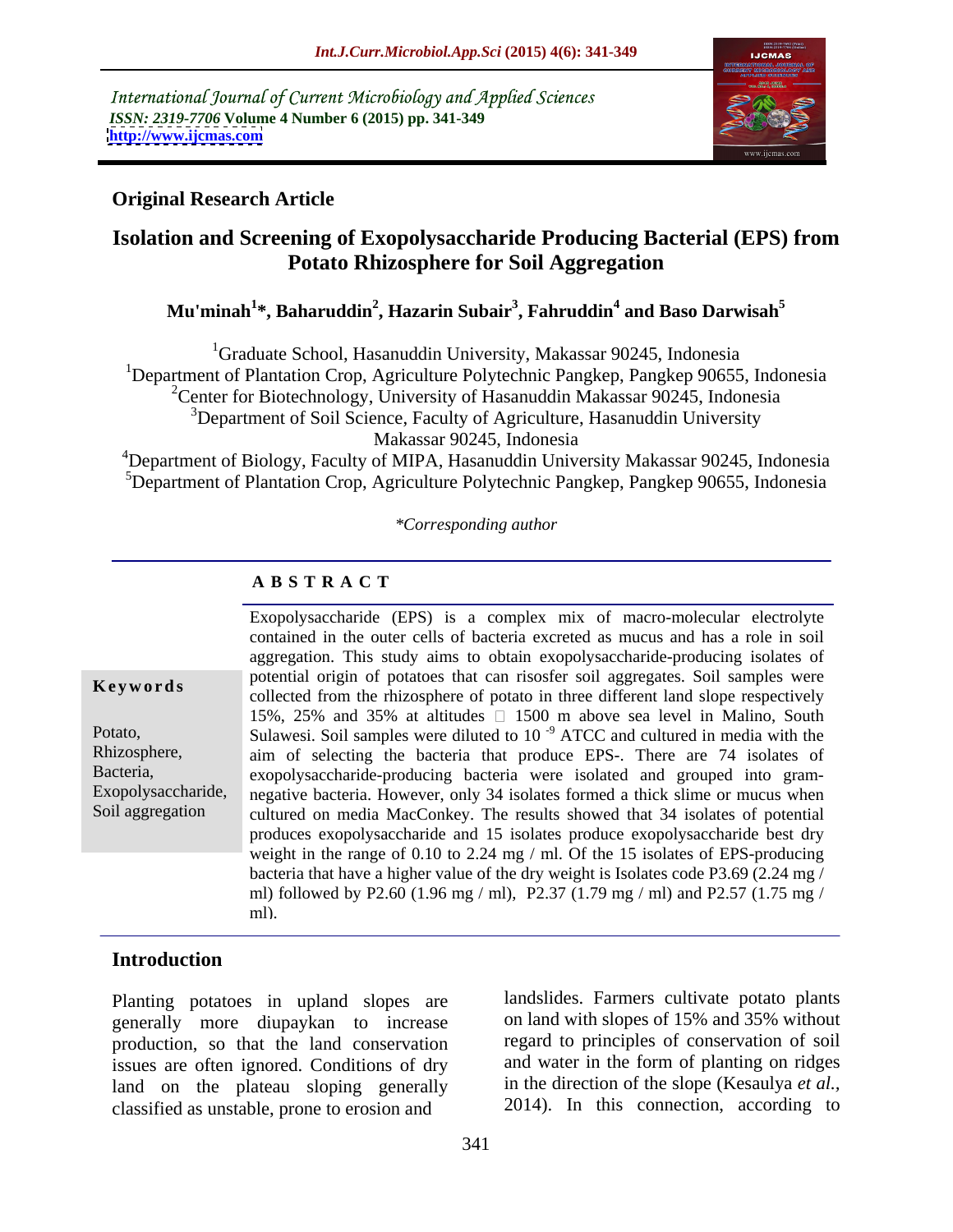International Journal of Current Microbiology and Applied Sciences
*ISSN: 2319-7706* **Volume 4 Number 6 (2015) pp. 341-349**
**http://www.ijcmas.com**

**Original Research Article**

# Isolation and Screening of Exopolysaccharide Producing Bacterial (EPS) from Potato Rhizosphere for Soil Aggregation

**Mu'minah[1]*, Baharuddin[2], Hazarin Subair[3], Fahruddin[4] and Baso Darwisah[5]**

[1]Graduate School, Hasanuddin University, Makassar 90245, Indonesia
[1]Department of Plantation Crop, Agriculture Polytechnic Pangkep, Pangkep 90655, Indonesia
[2]Center for Biotechnology, University of Hasanuddin Makassar 90245, Indonesia
[3]Department of Soil Science, Faculty of Agriculture, Hasanuddin University Makassar 90245, Indonesia
[4]Department of Biology, Faculty of MIPA, Hasanuddin University Makassar 90245, Indonesia
[5]Department of Plantation Crop, Agriculture Polytechnic Pangkep, Pangkep 90655, Indonesia

*\*Corresponding author*

## A B S T R A C T

**Keywords**

Potato, Rhizosphere, Bacteria, Exopolysaccharide, Soil aggregation

Exopolysaccharide (EPS) is a complex mix of macro-molecular electrolyte contained in the outer cells of bacteria excreted as mucus and has a role in soil aggregation. This study aims to obtain exopolysaccharide-producing isolates of potential origin of potatoes that can risosfer soil aggregates. Soil samples were collected from the rhizosphere of potato in three different land slope respectively 15%, 25% and 35% at altitudes  1500 m above sea level in Malino, South Sulawesi. Soil samples were diluted to $10^{-9}$ ATCC and cultured in media with the aim of selecting the bacteria that produce EPS-. There are 74 isolates of exopolysaccharide-producing bacteria were isolated and grouped into gram-negative bacteria. However, only 34 isolates formed a thick slime or mucus when cultured on media MacConkey. The results showed that 34 isolates of potential produces exopolysaccharide and 15 isolates produce exopolysaccharide best dry weight in the range of 0.10 to 2.24 mg / ml. Of the 15 isolates of EPS-producing bacteria that have a higher value of the dry weight is Isolates code P3.69 (2.24 mg / ml) followed by P2.60 (1.96 mg / ml), P2.37 (1.79 mg / ml) and P2.57 (1.75 mg / ml).

## Introduction

Planting potatoes in upland slopes are generally more diupaykan to increase production, so that the land conservation issues are often ignored. Conditions of dry land on the plateau sloping generally classified as unstable, prone to erosion and landslides. Farmers cultivate potato plants on land with slopes of 15% and 35% without regard to principles of conservation of soil and water in the form of planting on ridges in the direction of the slope (Kesaulya *et al.*, 2014). In this connection, according to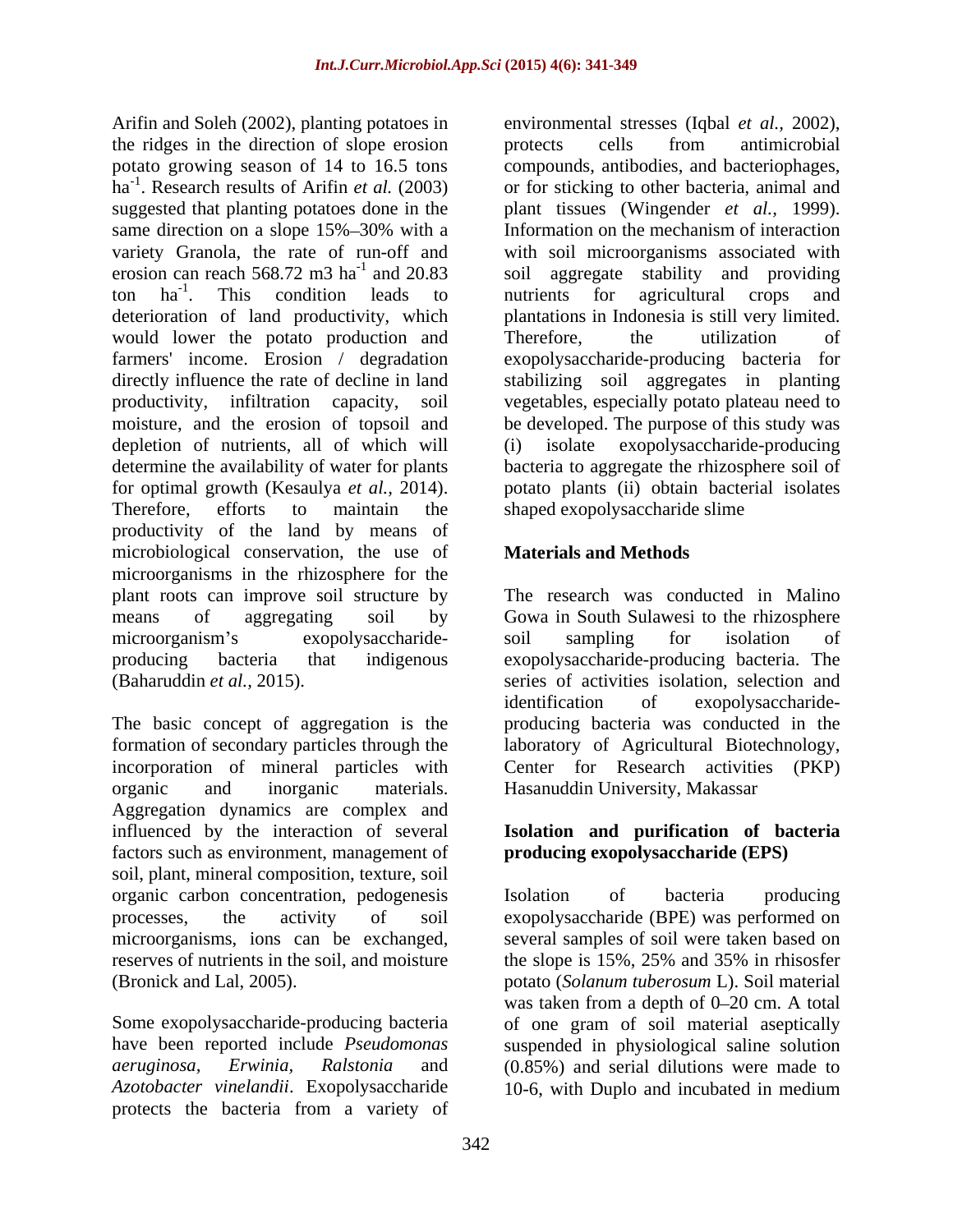Arifin and Soleh (2002), planting potatoes in the ridges in the direction of slope erosion potato growing season of 14 to 16.5 tons $ha^{-1}$. Research results of Arifin *et al.* (2003) suggested that planting potatoes done in the same direction on a slope 15%–30% with a variety Granola, the rate of run-off and erosion can reach 568.72 m3 $ha^{-1}$ and 20.83 ton $ha^{-1}$. This condition leads to deterioration of land productivity, which would lower the potato production and farmers' income. Erosion / degradation directly influence the rate of decline in land productivity, infiltration capacity, soil moisture, and the erosion of topsoil and depletion of nutrients, all of which will determine the availability of water for plants for optimal growth (Kesaulya *et al.*, 2014). Therefore, efforts to maintain the productivity of the land by means of microbiological conservation, the use of microorganisms in the rhizosphere for the plant roots can improve soil structure by means of aggregating soil by microorganism's exopolysaccharide-producing bacteria that indigenous (Baharuddin *et al.*, 2015).

The basic concept of aggregation is the formation of secondary particles through the incorporation of mineral particles with organic and inorganic materials. Aggregation dynamics are complex and influenced by the interaction of several factors such as environment, management of soil, plant, mineral composition, texture, soil organic carbon concentration, pedogenesis processes, the activity of soil microorganisms, ions can be exchanged, reserves of nutrients in the soil, and moisture (Bronick and Lal, 2005).

Some exopolysaccharide-producing bacteria have been reported include *Pseudomonas aeruginosa*, *Erwinia*, *Ralstonia* and *Azotobacter vinelandii*. Exopolysaccharide protects the bacteria from a variety of environmental stresses (Iqbal *et al.*, 2002), protects cells from antimicrobial compounds, antibodies, and bacteriophages, or for sticking to other bacteria, animal and plant tissues (Wingender *et al.*, 1999). Information on the mechanism of interaction with soil microorganisms associated with soil aggregate stability and providing nutrients for agricultural crops and plantations in Indonesia is still very limited. Therefore, the utilization of exopolysaccharide-producing bacteria for stabilizing soil aggregates in planting vegetables, especially potato plateau need to be developed. The purpose of this study was (i) isolate exopolysaccharide-producing bacteria to aggregate the rhizosphere soil of potato plants (ii) obtain bacterial isolates shaped exopolysaccharide slime

## Materials and Methods

The research was conducted in Malino Gowa in South Sulawesi to the rhizosphere soil sampling for isolation of exopolysaccharide-producing bacteria. The series of activities isolation, selection and identification of exopolysaccharide-producing bacteria was conducted in the laboratory of Agricultural Biotechnology, Center for Research activities (PKP) Hasanuddin University, Makassar

### Isolation and purification of bacteria producing exopolysaccharide (EPS)

Isolation of bacteria producing exopolysaccharide (BPE) was performed on several samples of soil were taken based on the slope is 15%, 25% and 35% in rhisosfer potato (*Solanum tuberosum* L). Soil material was taken from a depth of 0–20 cm. A total of one gram of soil material aseptically suspended in physiological saline solution (0.85%) and serial dilutions were made to 10-6, with Duplo and incubated in medium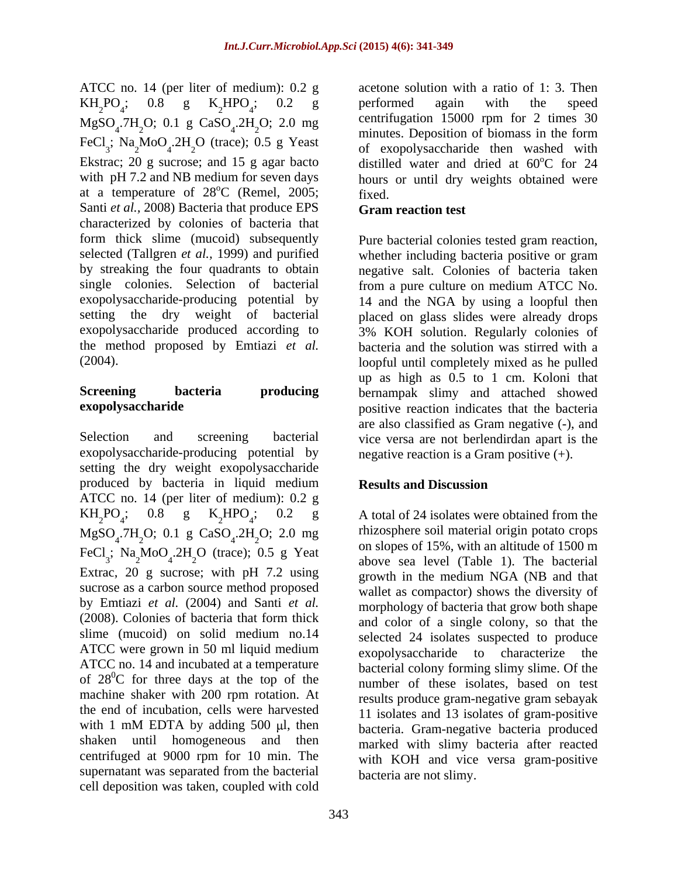ATCC no. 14 (per liter of medium): 0.2 g $KH_2PO_4$; 0.8 g $K_2HPO_4$; 0.2 g $MgSO_4.7H_2O$; 0.1 g $CaSO_4.2H_2O$; 2.0 mg $FeCl_3$; $Na_2MoO_4.2H_2O$ (trace); 0.5 g Yeast Ekstrac; 20 g sucrose; and 15 g agar bacto with pH 7.2 and NB medium for seven days at a temperature of 28°C (Remel, 2005; Santi *et al.,* 2008) Bacteria that produce EPS characterized by colonies of bacteria that form thick slime (mucoid) subsequently selected (Tallgren *et al.*, 1999) and purified by streaking the four quadrants to obtain single colonies. Selection of bacterial exopolysaccharide-producing potential by setting the dry weight of bacterial exopolysaccharide produced according to the method proposed by Emtiazi *et al.* (2004).

## Screening bacteria producing exopolysaccharide

Selection and screening bacterial exopolysaccharide-producing potential by setting the dry weight exopolysaccharide produced by bacteria in liquid medium ATCC no. 14 (per liter of medium): 0.2 g $KH_2PO_4$; 0.8 g $K_2HPO_4$; 0.2 g $MgSO_4.7H_2O$; 0.1 g $CaSO_4.2H_2O$; 2.0 mg $FeCl_3$; $Na_2MoO_4.2H_2O$ (trace); 0.5 g Yeat Extrac, 20 g sucrose; with pH 7.2 using sucrose as a carbon source method proposed by Emtiazi *et al.* (2004) and Santi *et al.* (2008). Colonies of bacteria that form thick slime (mucoid) on solid medium no.14 ATCC were grown in 50 ml liquid medium ATCC no. 14 and incubated at a temperature of 28°C for three days at the top of the machine shaker with 200 rpm rotation. At the end of incubation, cells were harvested with 1 mM EDTA by adding 500 µl, then shaken until homogeneous and then centrifuged at 9000 rpm for 10 min. The supernatant was separated from the bacterial cell deposition was taken, coupled with cold acetone solution with a ratio of 1: 3. Then performed again with the speed centrifugation 15000 rpm for 2 times 30 minutes. Deposition of biomass in the form of exopolysaccharide then washed with distilled water and dried at 60°C for 24 hours or until dry weights obtained were fixed.

## Gram reaction test

Pure bacterial colonies tested gram reaction, whether including bacteria positive or gram negative salt. Colonies of bacteria taken from a pure culture on medium ATCC No. 14 and the NGA by using a loopful then placed on glass slides were already drops 3% KOH solution. Regularly colonies of bacteria and the solution was stirred with a loopful until completely mixed as he pulled up as high as 0.5 to 1 cm. Koloni that bernampak slimy and attached showed positive reaction indicates that the bacteria are also classified as Gram negative (-), and vice versa are not berlendirdan apart is the negative reaction is a Gram positive (+).

## Results and Discussion

A total of 24 isolates were obtained from the rhizosphere soil material origin potato crops on slopes of 15%, with an altitude of 1500 m above sea level (Table 1). The bacterial growth in the medium NGA (NB and that wallet as compactor) shows the diversity of morphology of bacteria that grow both shape and color of a single colony, so that the selected 24 isolates suspected to produce exopolysaccharide to characterize the bacterial colony forming slimy slime. Of the number of these isolates, based on test results produce gram-negative gram sebayak 11 isolates and 13 isolates of gram-positive bacteria. Gram-negative bacteria produced marked with slimy bacteria after reacted with KOH and vice versa gram-positive bacteria are not slimy.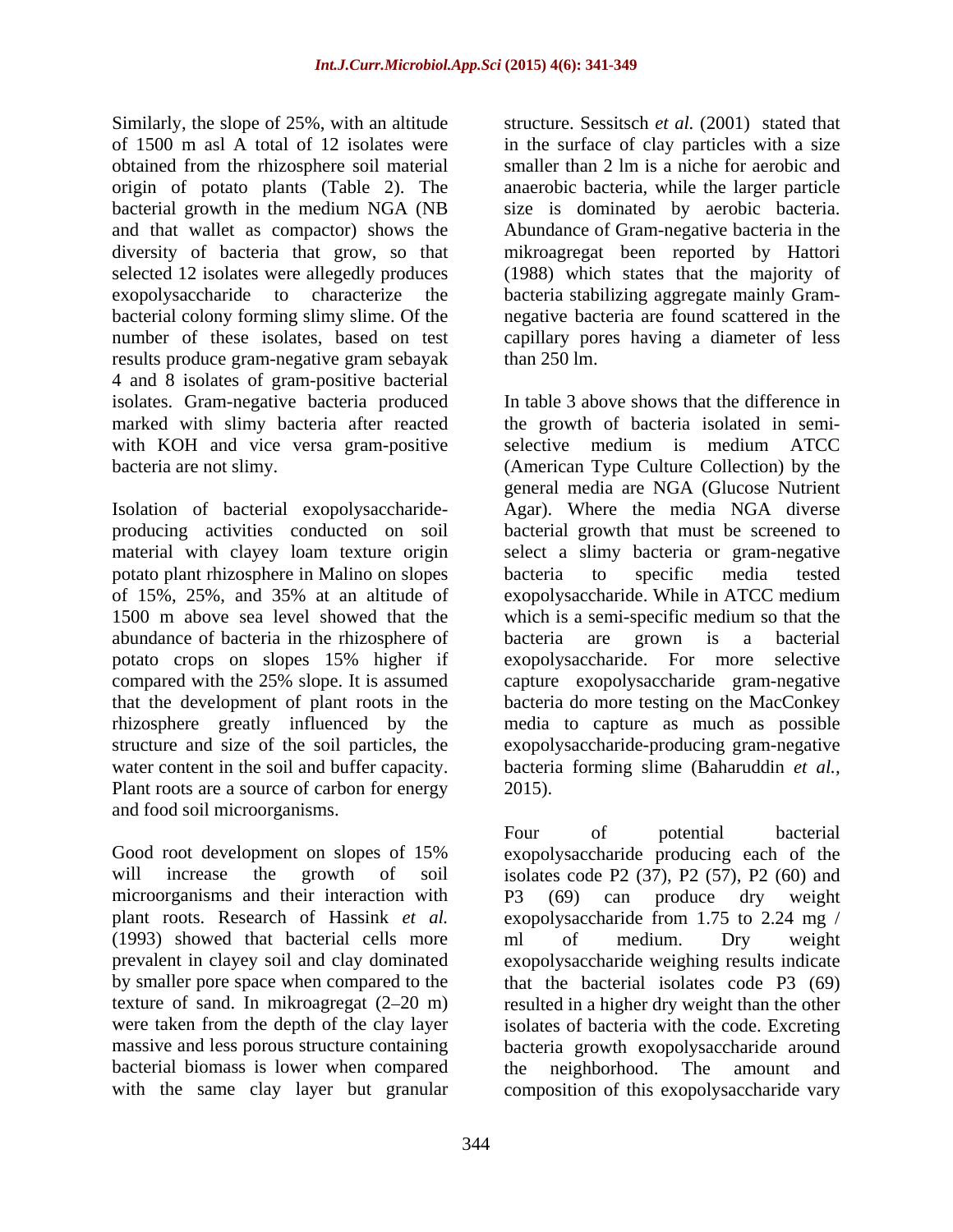Similarly, the slope of 25%, with an altitude of 1500 m asl A total of 12 isolates were obtained from the rhizosphere soil material origin of potato plants (Table 2). The bacterial growth in the medium NGA (NB and that wallet as compactor) shows the diversity of bacteria that grow, so that selected 12 isolates were allegedly produces exopolysaccharide to characterize the bacterial colony forming slimy slime. Of the number of these isolates, based on test results produce gram-negative gram sebayak 4 and 8 isolates of gram-positive bacterial isolates. Gram-negative bacteria produced marked with slimy bacteria after reacted with KOH and vice versa gram-positive bacteria are not slimy.

Isolation of bacterial exopolysaccharide-producing activities conducted on soil material with clayey loam texture origin potato plant rhizosphere in Malino on slopes of 15%, 25%, and 35% at an altitude of 1500 m above sea level showed that the abundance of bacteria in the rhizosphere of potato crops on slopes 15% higher if compared with the 25% slope. It is assumed that the development of plant roots in the rhizosphere greatly influenced by the structure and size of the soil particles, the water content in the soil and buffer capacity. Plant roots are a source of carbon for energy and food soil microorganisms.

Good root development on slopes of 15% will increase the growth of soil microorganisms and their interaction with plant roots. Research of Hassink *et al.* (1993) showed that bacterial cells more prevalent in clayey soil and clay dominated by smaller pore space when compared to the texture of sand. In mikroagregat (2–20 m) were taken from the depth of the clay layer massive and less porous structure containing bacterial biomass is lower when compared with the same clay layer but granular structure. Sessitsch *et al.* (2001) stated that in the surface of clay particles with a size smaller than 2 lm is a niche for aerobic and anaerobic bacteria, while the larger particle size is dominated by aerobic bacteria. Abundance of Gram-negative bacteria in the mikroagregat been reported by Hattori (1988) which states that the majority of bacteria stabilizing aggregate mainly Gram-negative bacteria are found scattered in the capillary pores having a diameter of less than 250 lm.

In table 3 above shows that the difference in the growth of bacteria isolated in semi-selective medium is medium ATCC (American Type Culture Collection) by the general media are NGA (Glucose Nutrient Agar). Where the media NGA diverse bacterial growth that must be screened to select a slimy bacteria or gram-negative bacteria to specific media tested exopolysaccharide. While in ATCC medium which is a semi-specific medium so that the bacteria are grown is a bacterial exopolysaccharide. For more selective capture exopolysaccharide gram-negative bacteria do more testing on the MacConkey media to capture as much as possible exopolysaccharide-producing gram-negative bacteria forming slime (Baharuddin *et al.,* 2015).

Four of potential bacterial exopolysaccharide producing each of the isolates code P2 (37), P2 (57), P2 (60) and P3 (69) can produce dry weight exopolysaccharide from 1.75 to 2.24 mg / ml of medium. Dry weight exopolysaccharide weighing results indicate that the bacterial isolates code P3 (69) resulted in a higher dry weight than the other isolates of bacteria with the code. Excreting bacteria growth exopolysaccharide around the neighborhood. The amount and composition of this exopolysaccharide vary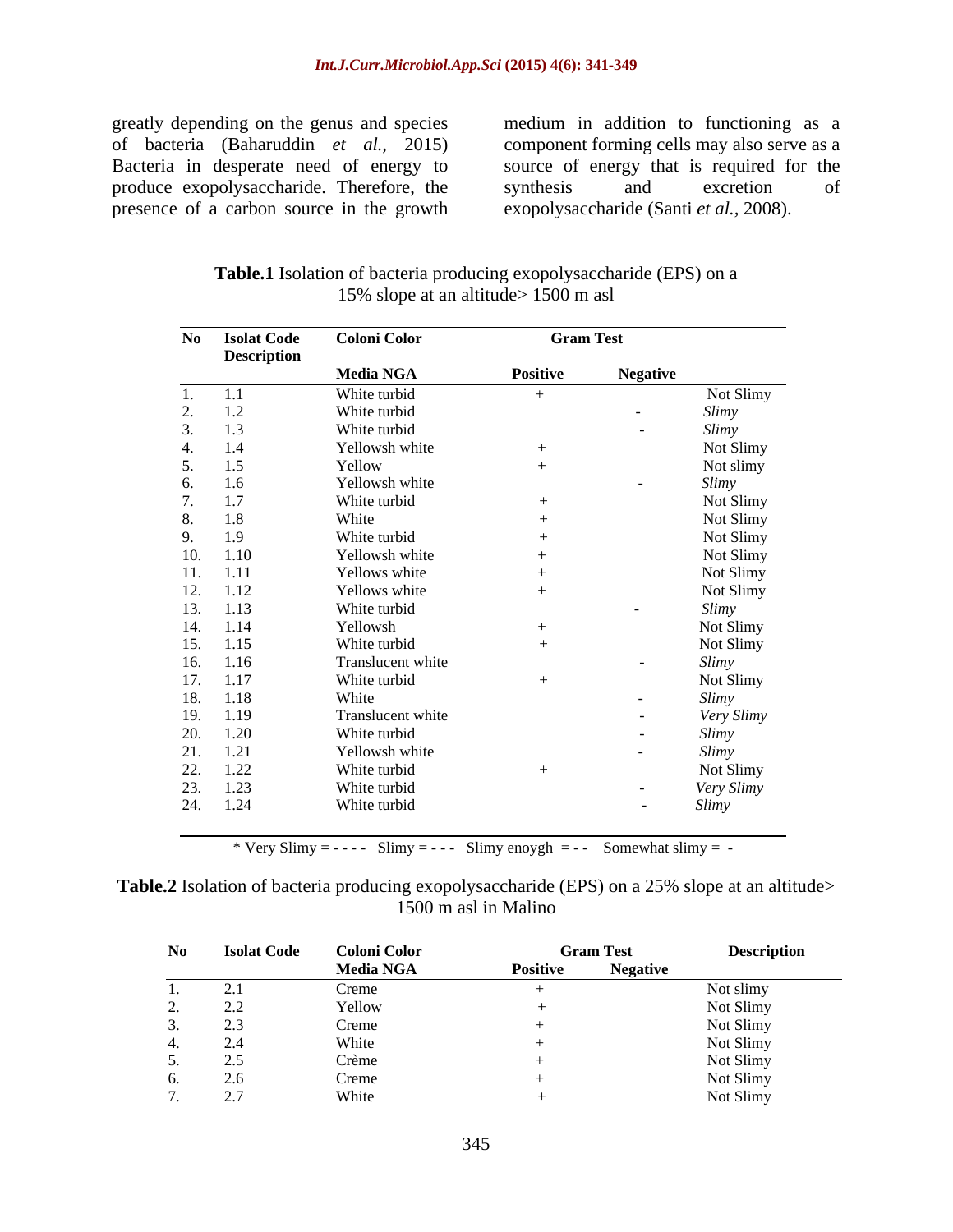greatly depending on the genus and species of bacteria (Baharuddin *et al.,* 2015) Bacteria in desperate need of energy to produce exopolysaccharide. Therefore, the presence of a carbon source in the growth medium in addition to functioning as a component forming cells may also serve as a source of energy that is required for the synthesis and excretion of exopolysaccharide (Santi *et al.,* 2008).

**Table.1** Isolation of bacteria producing exopolysaccharide (EPS) on a 15% slope at an altitude> 1500 m asl

| No | Isolat Code | Coloni Color | Gram Test | | Description |
|---|---|---|---|---|---|
| | | Media NGA | Positive | Negative | |
| 1. | 1.1 | White turbid | + | | Not Slimy |
| 2. | 1.2 | White turbid | | - | *Slimy* |
| 3. | 1.3 | White turbid | | - | *Slimy* |
| 4. | 1.4 | Yellowsh white | + | | Not Slimy |
| 5. | 1.5 | Yellow | + | | Not slimy |
| 6. | 1.6 | Yellowsh white | | - | *Slimy* |
| 7. | 1.7 | White turbid | + | | Not Slimy |
| 8. | 1.8 | White | + | | Not Slimy |
| 9. | 1.9 | White turbid | + | | Not Slimy |
| 10. | 1.10 | Yellowsh white | + | | Not Slimy |
| 11. | 1.11 | Yellows white | + | | Not Slimy |
| 12. | 1.12 | Yellows white | + | | Not Slimy |
| 13. | 1.13 | White turbid | | - | *Slimy* |
| 14. | 1.14 | Yellowsh | + | | Not Slimy |
| 15. | 1.15 | White turbid | + | | Not Slimy |
| 16. | 1.16 | Translucent white | | - | *Slimy* |
| 17. | 1.17 | White turbid | + | | Not Slimy |
| 18. | 1.18 | White | | - | *Slimy* |
| 19. | 1.19 | Translucent white | | - | *Very Slimy* |
| 20. | 1.20 | White turbid | | - | *Slimy* |
| 21. | 1.21 | Yellowsh white | | - | *Slimy* |
| 22. | 1.22 | White turbid | + | | Not Slimy |
| 23. | 1.23 | White turbid | | - | *Very Slimy* |
| 24. | 1.24 | White turbid | | - | *Slimy* |

\* Very Slimy = - - - - Slimy = - - - Slimy enoygh = - - Somewhat slimy = -

**Table.2** Isolation of bacteria producing exopolysaccharide (EPS) on a 25% slope at an altitude> 1500 m asl in Malino

| No | Isolat Code | Coloni Color | Gram Test | | Description |
|---|---|---|---|---|---|
| | | Media NGA | Positive | Negative | |
| 1. | 2.1 | Creme | + | | Not slimy |
| 2. | 2.2 | Yellow | + | | Not Slimy |
| 3. | 2.3 | Creme | + | | Not Slimy |
| 4. | 2.4 | White | + | | Not Slimy |
| 5. | 2.5 | Crème | + | | Not Slimy |
| 6. | 2.6 | Creme | + | | Not Slimy |
| 7. | 2.7 | White | + | | Not Slimy |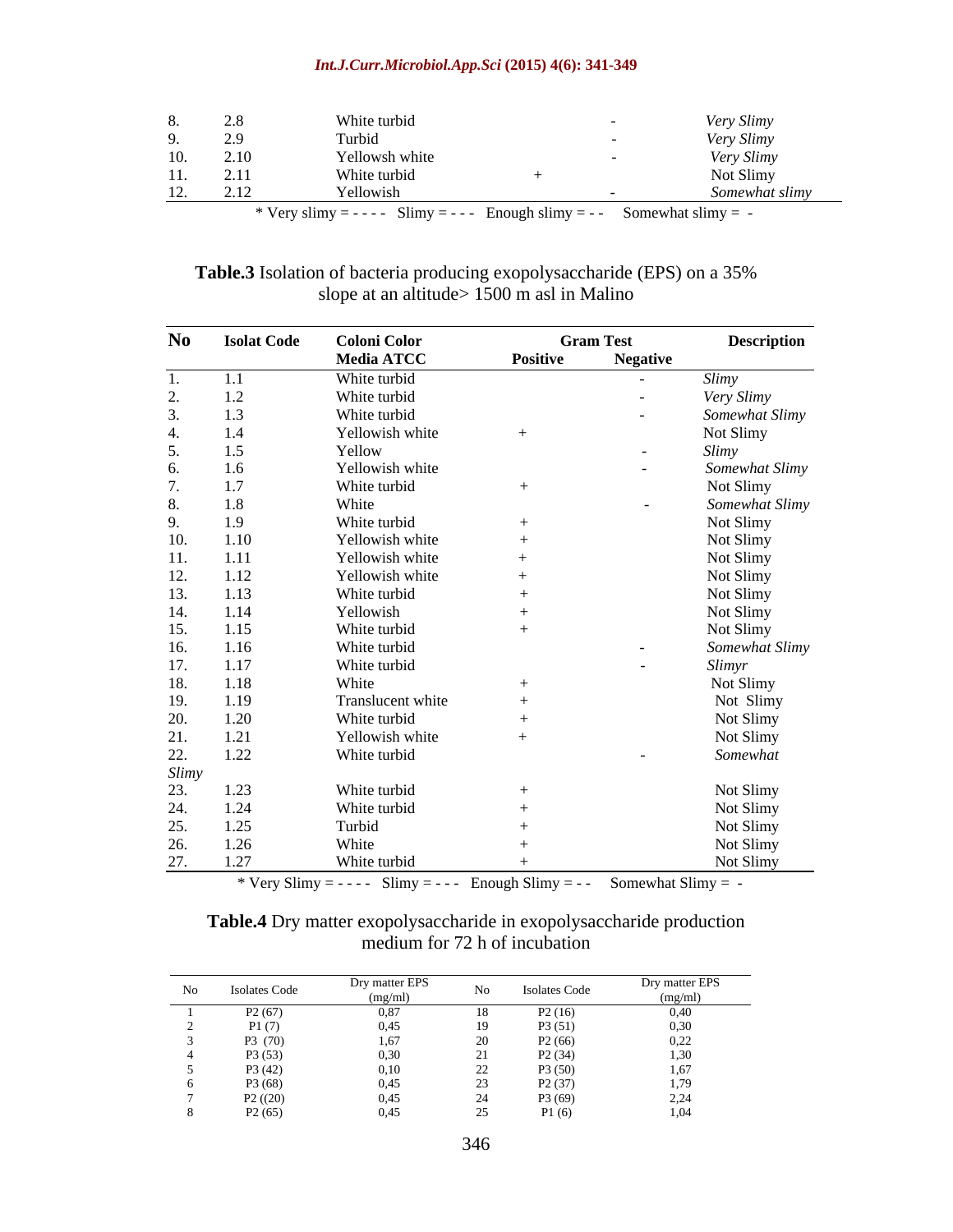| No | Isolat Code | Coloni Color Media ATCC | Gram Test Positive | Gram Test Negative | Description |
|---|---|---|---|---|---|
| 8. | 2.8 | White turbid | | - | *Very Slimy* |
| 9. | 2.9 | Turbid | | - | *Very Slimy* |
| 10. | 2.10 | Yellowsh white | | - | *Very Slimy* |
| 11. | 2.11 | White turbid | + | | Not Slimy |
| 12. | 2.12 | Yellowish | | - | *Somewhat slimy* |

\* Very slimy = - - - - Slimy = - - - Enough slimy = - - Somewhat slimy = -

**Table.3** Isolation of bacteria producing exopolysaccharide (EPS) on a 35% slope at an altitude> 1500 m asl in Malino

| No | Isolat Code | Coloni Color Media ATCC | Gram Test Positive | Gram Test Negative | Description |
|---|---|---|---|---|---|
| 1. | 1.1 | White turbid | | - | *Slimy* |
| 2. | 1.2 | White turbid | | - | *Very Slimy* |
| 3. | 1.3 | White turbid | | - | *Somewhat Slimy* |
| 4. | 1.4 | Yellowish white | + | | Not Slimy |
| 5. | 1.5 | Yellow | | - | *Slimy* |
| 6. | 1.6 | Yellowish white | | - | *Somewhat Slimy* |
| 7. | 1.7 | White turbid | + | | Not Slimy |
| 8. | 1.8 | White | | - | *Somewhat Slimy* |
| 9. | 1.9 | White turbid | + | | Not Slimy |
| 10. | 1.10 | Yellowish white | + | | Not Slimy |
| 11. | 1.11 | Yellowish white | + | | Not Slimy |
| 12. | 1.12 | Yellowish white | + | | Not Slimy |
| 13. | 1.13 | White turbid | + | | Not Slimy |
| 14. | 1.14 | Yellowish | + | | Not Slimy |
| 15. | 1.15 | White turbid | + | | Not Slimy |
| 16. | 1.16 | White turbid | | - | *Somewhat Slimy* |
| 17. | 1.17 | White turbid | | - | *Slimyr* |
| 18. | 1.18 | White | + | | Not Slimy |
| 19. | 1.19 | Translucent white | + | | Not Slimy |
| 20. | 1.20 | White turbid | + | | Not Slimy |
| 21. | 1.21 | Yellowish white | + | | Not Slimy |
| 22. | 1.22 | White turbid | | - | *Somewhat Slimy* |
| 23. | 1.23 | White turbid | + | | Not Slimy |
| 24. | 1.24 | White turbid | + | | Not Slimy |
| 25. | 1.25 | Turbid | + | | Not Slimy |
| 26. | 1.26 | White | + | | Not Slimy |
| 27. | 1.27 | White turbid | + | | Not Slimy |

\* Very Slimy = - - - - Slimy = - - - Enough Slimy = - - Somewhat Slimy = -

**Table.4** Dry matter exopolysaccharide in exopolysaccharide production medium for 72 h of incubation

| No | Isolates Code | Dry matter EPS (mg/ml) | No | Isolates Code | Dry matter EPS (mg/ml) |
|---|---|---|---|---|---|
| 1 | P2 (67) | 0,87 | 18 | P2 (16) | 0,40 |
| 2 | P1 (7) | 0,45 | 19 | P3 (51) | 0,30 |
| 3 | P3 (70) | 1,67 | 20 | P2 (66) | 0,22 |
| 4 | P3 (53) | 0,30 | 21 | P2 (34) | 1,30 |
| 5 | P3 (42) | 0,10 | 22 | P3 (50) | 1,67 |
| 6 | P3 (68) | 0,45 | 23 | P2 (37) | 1,79 |
| 7 | P2 ((20) | 0,45 | 24 | P3 (69) | 2,24 |
| 8 | P2 (65) | 0,45 | 25 | P1 (6) | 1,04 |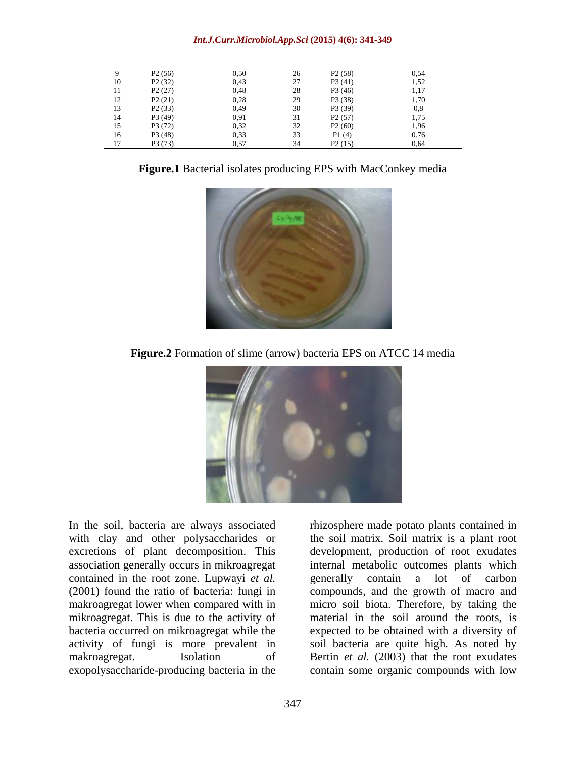| 9 | P2 (56) | 0,50 | 26 | P2 (58) | 0,54 |
|---|---|---|---|---|---|
| 10 | P2 (32) | 0,43 | 27 | P3 (41) | 1,52 |
| 11 | P2 (27) | 0,48 | 28 | P3 (46) | 1,17 |
| 12 | P2 (21) | 0,28 | 29 | P3 (38) | 1,70 |
| 13 | P2 (33) | 0,49 | 30 | P3 (39) | 0,8 |
| 14 | P3 (49) | 0,91 | 31 | P2 (57) | 1,75 |
| 15 | P3 (72) | 0,32 | 32 | P2 (60) | 1,96 |
| 16 | P3 (48) | 0,33 | 33 | P1 (4) | 0.76 |
| 17 | P3 (73) | 0,57 | 34 | P2 (15) | 0,64 |

**Figure.1** Bacterial isolates producing EPS with MacConkey media

**Figure.2** Formation of slime (arrow) bacteria EPS on ATCC 14 media

In the soil, bacteria are always associated with clay and other polysaccharides or excretions of plant decomposition. This association generally occurs in mikroagregat contained in the root zone. Lupwayi *et al.* (2001) found the ratio of bacteria: fungi in makroagregat lower when compared with in mikroagregat. This is due to the activity of bacteria occurred on mikroagregat while the activity of fungi is more prevalent in makroagregat. Isolation of exopolysaccharide-producing bacteria in the rhizosphere made potato plants contained in the soil matrix. Soil matrix is a plant root development, production of root exudates internal metabolic outcomes plants which generally contain a lot of carbon compounds, and the growth of macro and micro soil biota. Therefore, by taking the material in the soil around the roots, is expected to be obtained with a diversity of soil bacteria are quite high. As noted by Bertin *et al.* (2003) that the root exudates contain some organic compounds with low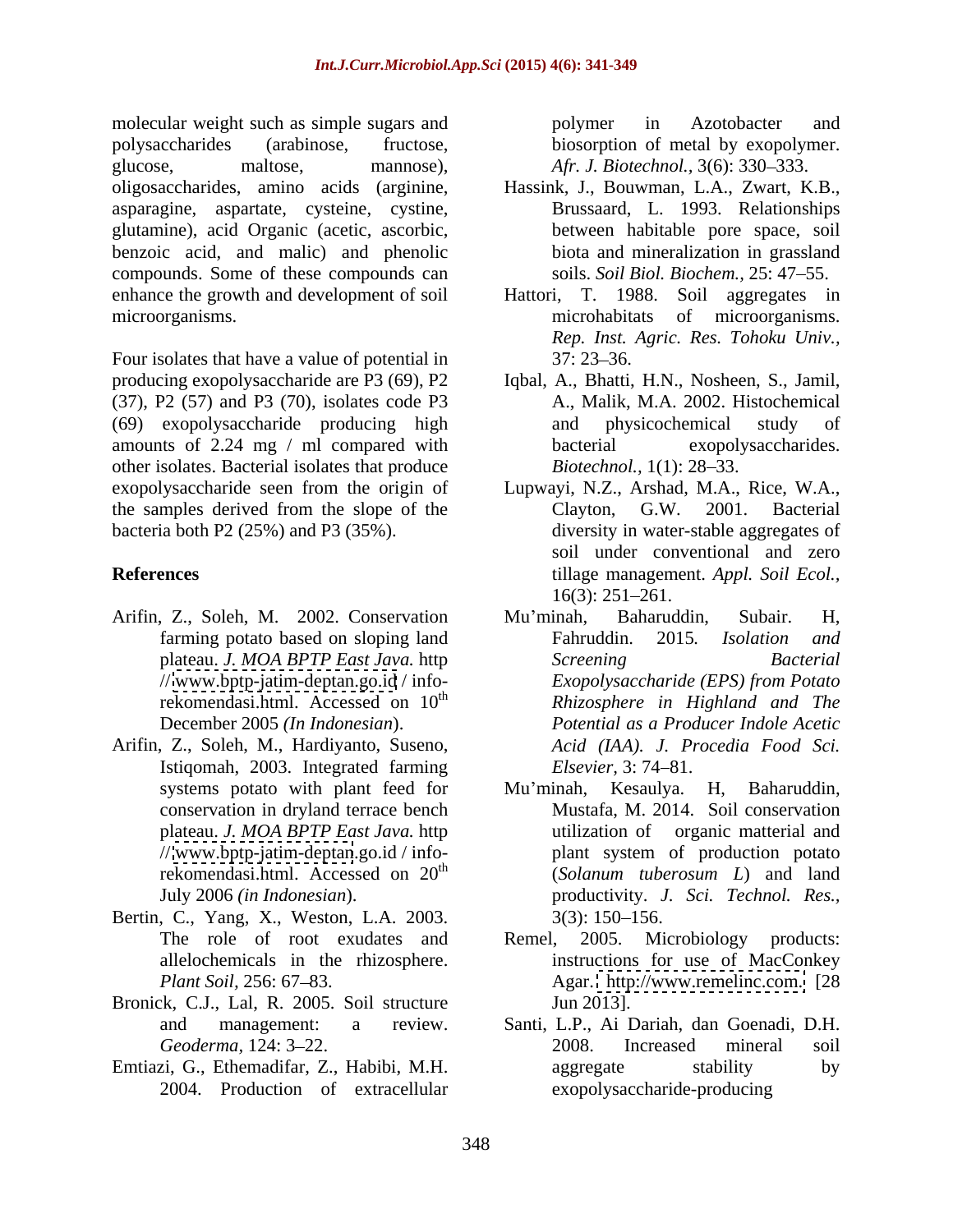molecular weight such as simple sugars and polysaccharides (arabinose, fructose, glucose, maltose, mannose), oligosaccharides, amino acids (arginine, asparagine, aspartate, cysteine, cystine, glutamine), acid Organic (acetic, ascorbic, benzoic acid, and malic) and phenolic compounds. Some of these compounds can enhance the growth and development of soil microorganisms.

Four isolates that have a value of potential in producing exopolysaccharide are P3 (69), P2 (37), P2 (57) and P3 (70), isolates code P3 (69) exopolysaccharide producing high amounts of 2.24 mg / ml compared with other isolates. Bacterial isolates that produce exopolysaccharide seen from the origin of the samples derived from the slope of the bacteria both P2 (25%) and P3 (35%).

## References

Arifin, Z., Soleh, M. 2002. Conservation farming potato based on sloping land plateau. *J. MOA BPTP East Java.* http //www.bptp-jatim-deptan.go.id / info-rekomendasi.html. Accessed on 10th December 2005 *(In Indonesian)*.

Arifin, Z., Soleh, M., Hardiyanto, Suseno, Istiqomah, 2003. Integrated farming systems potato with plant feed for conservation in dryland terrace bench plateau. *J. MOA BPTP East Java.* http //www.bptp-jatim-deptan.go.id / info-rekomendasi.html. Accessed on 20th July 2006 *(in Indonesian)*.

Bertin, C., Yang, X., Weston, L.A. 2003. The role of root exudates and allelochemicals in the rhizosphere. *Plant Soil,* 256: 67–83.

Bronick, C.J., Lal, R. 2005. Soil structure and management: a review. *Geoderma,* 124: 3–22.

Emtiazi, G., Ethemadifar, Z., Habibi, M.H. 2004. Production of extracellular polymer in Azotobacter and biosorption of metal by exopolymer. *Afr. J. Biotechnol.,* 3(6): 330–333.

Hassink, J., Bouwman, L.A., Zwart, K.B., Brussaard, L. 1993. Relationships between habitable pore space, soil biota and mineralization in grassland soils. *Soil Biol. Biochem.,* 25: 47–55.

Hattori, T. 1988. Soil aggregates in microhabitats of microorganisms. *Rep. Inst. Agric. Res. Tohoku Univ.,* 37: 23–36.

Iqbal, A., Bhatti, H.N., Nosheen, S., Jamil, A., Malik, M.A. 2002. Histochemical and physicochemical study of bacterial exopolysaccharides. *Biotechnol.,* 1(1): 28–33.

Lupwayi, N.Z., Arshad, M.A., Rice, W.A., Clayton, G.W. 2001. Bacterial diversity in water-stable aggregates of soil under conventional and zero tillage management. *Appl. Soil Ecol.,* 16(3): 251–261.

Mu'minah, Baharuddin, Subair. H, Fahruddin. 2015*. Isolation and Screening Bacterial Exopolysaccharide (EPS) from Potato Rhizosphere in Highland and The Potential as a Producer Indole Acetic Acid (IAA). J. Procedia Food Sci. Elsevier,* 3: 74–81.

Mu'minah, Kesaulya. H, Baharuddin, Mustafa, M. 2014. Soil conservation utilization of organic matterial and plant system of production potato (*Solanum tuberosum L*) and land productivity. *J. Sci. Technol. Res.,* 3(3): 150–156.

Remel, 2005. Microbiology products: instructions for use of MacConkey Agar. http://www.remelinc.com. [28 Jun 2013].

Santi, L.P., Ai Dariah, dan Goenadi, D.H. 2008. Increased mineral soil aggregate stability by exopolysaccharide-producing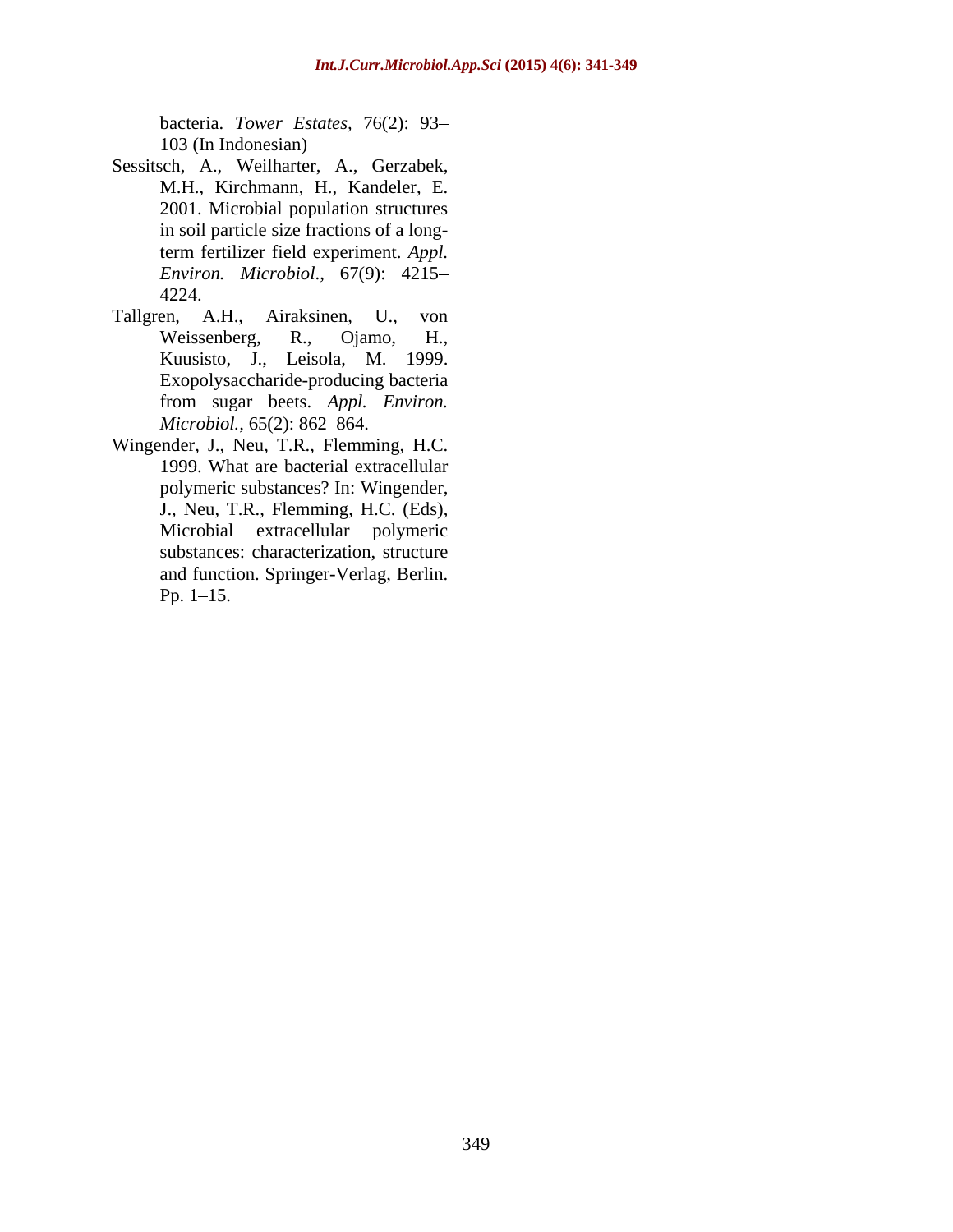bacteria. *Tower Estates*, 76(2): 93–103 (In Indonesian)

Sessitsch, A., Weilharter, A., Gerzabek, M.H., Kirchmann, H., Kandeler, E. 2001. Microbial population structures in soil particle size fractions of a long-term fertilizer field experiment. *Appl. Environ. Microbiol*., 67(9): 4215–4224.

Tallgren, A.H., Airaksinen, U., von Weissenberg, R., Ojamo, H., Kuusisto, J., Leisola, M. 1999. Exopolysaccharide-producing bacteria from sugar beets. *Appl. Environ. Microbiol.*, 65(2): 862–864.

Wingender, J., Neu, T.R., Flemming, H.C. 1999. What are bacterial extracellular polymeric substances? In: Wingender, J., Neu, T.R., Flemming, H.C. (Eds), Microbial extracellular polymeric substances: characterization, structure and function. Springer-Verlag, Berlin. Pp. 1–15.